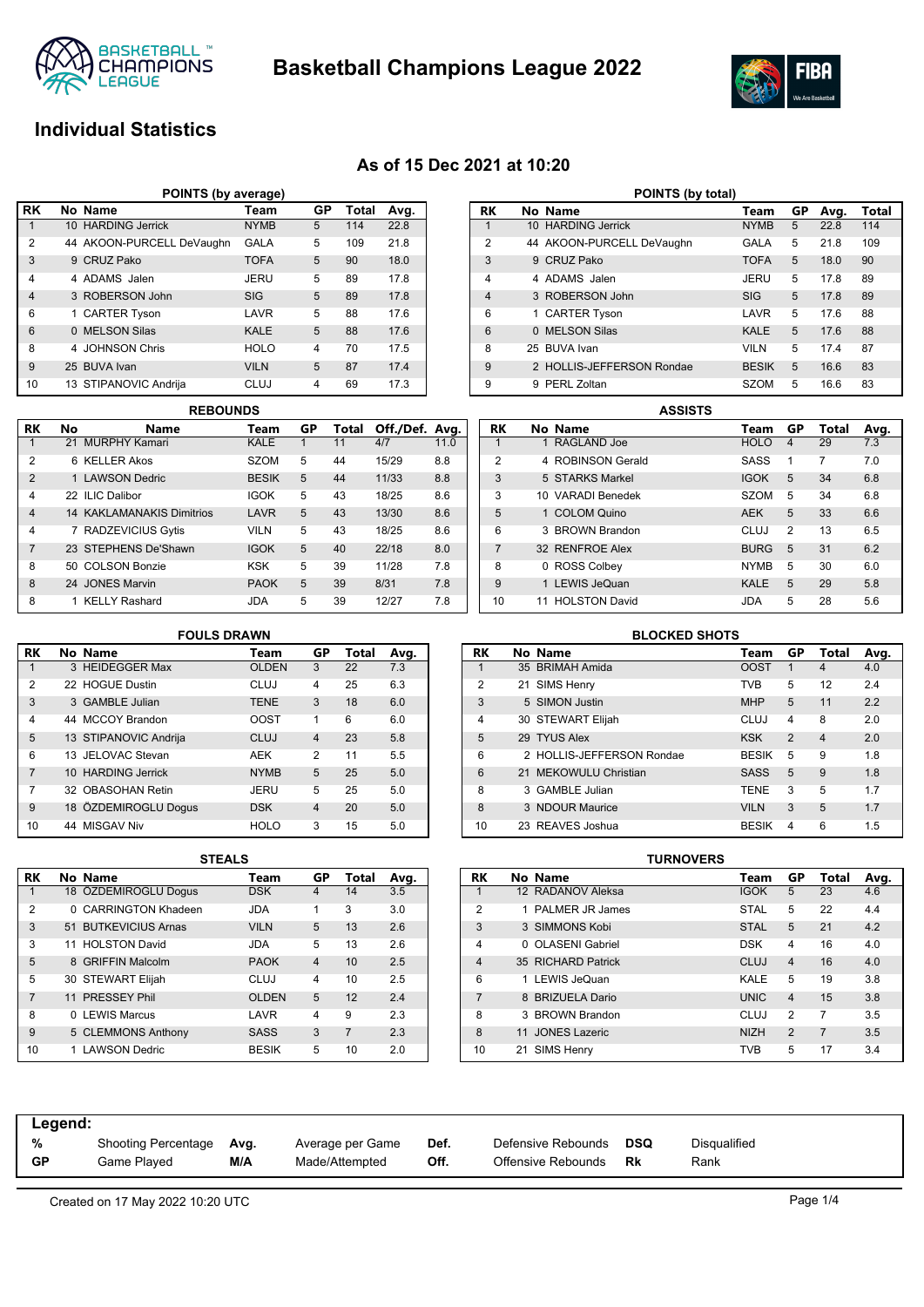# Basketball Champions League 2022

## Individual Statistics

### As of 15 Dec 2021 at 10:20

**POINTS (by average)**

| RK | No | Name | Team | GP | Total | Avg. |
|---|---|---|---|---|---|---|
| 1 | 10 | HARDING Jerrick | NYMB | 5 | 114 | 22.8 |
| 2 | 44 | AKOON-PURCELL DeVaughn | GALA | 5 | 109 | 21.8 |
| 3 | 9 | CRUZ Pako | TOFA | 5 | 90 | 18.0 |
| 4 | 4 | ADAMS Jalen | JERU | 5 | 89 | 17.8 |
| 4 | 3 | ROBERSON John | SIG | 5 | 89 | 17.8 |
| 6 | 1 | CARTER Tyson | LAVR | 5 | 88 | 17.6 |
| 6 | 0 | MELSON Silas | KALE | 5 | 88 | 17.6 |
| 8 | 4 | JOHNSON Chris | HOLO | 4 | 70 | 17.5 |
| 9 | 25 | BUVA Ivan | VILN | 5 | 87 | 17.4 |
| 10 | 13 | STIPANOVIC Andrija | CLUJ | 4 | 69 | 17.3 |

**POINTS (by total)**

| RK | No | Name | Team | GP | Avg. | Total |
|---|---|---|---|---|---|---|
| 1 | 10 | HARDING Jerrick | NYMB | 5 | 22.8 | 114 |
| 2 | 44 | AKOON-PURCELL DeVaughn | GALA | 5 | 21.8 | 109 |
| 3 | 9 | CRUZ Pako | TOFA | 5 | 18.0 | 90 |
| 4 | 4 | ADAMS Jalen | JERU | 5 | 17.8 | 89 |
| 4 | 3 | ROBERSON John | SIG | 5 | 17.8 | 89 |
| 6 | 1 | CARTER Tyson | LAVR | 5 | 17.6 | 88 |
| 6 | 0 | MELSON Silas | KALE | 5 | 17.6 | 88 |
| 8 | 25 | BUVA Ivan | VILN | 5 | 17.4 | 87 |
| 9 | 2 | HOLLIS-JEFFERSON Rondae | BESIK | 5 | 16.6 | 83 |
| 9 | 9 | PERL Zoltan | SZOM | 5 | 16.6 | 83 |

**REBOUNDS**

| RK | No | Name | Team | GP | Total | Off./Def. | Avg. |
|---|---|---|---|---|---|---|---|
| 1 | 21 | MURPHY Kamari | KALE | 1 | 11 | 4/7 | 11.0 |
| 2 | 6 | KELLER Akos | SZOM | 5 | 44 | 15/29 | 8.8 |
| 2 | 1 | LAWSON Dedric | BESIK | 5 | 44 | 11/33 | 8.8 |
| 4 | 22 | ILIC Dalibor | IGOK | 5 | 43 | 18/25 | 8.6 |
| 4 | 14 | KAKLAMANAKIS Dimitrios | LAVR | 5 | 43 | 13/30 | 8.6 |
| 4 | 7 | RADZEVICIUS Gytis | VILN | 5 | 43 | 18/25 | 8.6 |
| 7 | 23 | STEPHENS De'Shawn | IGOK | 5 | 40 | 22/18 | 8.0 |
| 8 | 50 | COLSON Bonzie | KSK | 5 | 39 | 11/28 | 7.8 |
| 8 | 24 | JONES Marvin | PAOK | 5 | 39 | 8/31 | 7.8 |
| 8 | 1 | KELLY Rashard | JDA | 5 | 39 | 12/27 | 7.8 |

**ASSISTS**

| RK | No | Name | Team | GP | Total | Avg. |
|---|---|---|---|---|---|---|
| 1 | 1 | RAGLAND Joe | HOLO | 4 | 29 | 7.3 |
| 2 | 4 | ROBINSON Gerald | SASS | 1 | 7 | 7.0 |
| 3 | 5 | STARKS Markel | IGOK | 5 | 34 | 6.8 |
| 3 | 10 | VARADI Benedek | SZOM | 5 | 34 | 6.8 |
| 5 | 1 | COLOM Quino | AEK | 5 | 33 | 6.6 |
| 6 | 3 | BROWN Brandon | CLUJ | 2 | 13 | 6.5 |
| 7 | 32 | RENFROE Alex | BURG | 5 | 31 | 6.2 |
| 8 | 0 | ROSS Colbey | NYMB | 5 | 30 | 6.0 |
| 9 | 1 | LEWIS JeQuan | KALE | 5 | 29 | 5.8 |
| 10 | 11 | HOLSTON David | JDA | 5 | 28 | 5.6 |

**FOULS DRAWN**

| RK | No | Name | Team | GP | Total | Avg. |
|---|---|---|---|---|---|---|
| 1 | 3 | HEIDEGGER Max | OLDEN | 3 | 22 | 7.3 |
| 2 | 22 | HOGUE Dustin | CLUJ | 4 | 25 | 6.3 |
| 3 | 3 | GAMBLE Julian | TENE | 3 | 18 | 6.0 |
| 4 | 44 | MCCOY Brandon | OOST | 1 | 6 | 6.0 |
| 5 | 13 | STIPANOVIC Andrija | CLUJ | 4 | 23 | 5.8 |
| 6 | 13 | JELOVAC Stevan | AEK | 2 | 11 | 5.5 |
| 7 | 10 | HARDING Jerrick | NYMB | 5 | 25 | 5.0 |
| 7 | 32 | OBASOHAN Retin | JERU | 5 | 25 | 5.0 |
| 9 | 18 | ÖZDEMIROGLU Dogus | DSK | 4 | 20 | 5.0 |
| 10 | 44 | MISGAV Niv | HOLO | 3 | 15 | 5.0 |

**BLOCKED SHOTS**

| RK | No | Name | Team | GP | Total | Avg. |
|---|---|---|---|---|---|---|
| 1 | 35 | BRIMAH Amida | OOST | 1 | 4 | 4.0 |
| 2 | 21 | SIMS Henry | TVB | 5 | 12 | 2.4 |
| 3 | 5 | SIMON Justin | MHP | 5 | 11 | 2.2 |
| 4 | 30 | STEWART Elijah | CLUJ | 4 | 8 | 2.0 |
| 5 | 29 | TYUS Alex | KSK | 2 | 4 | 2.0 |
| 6 | 2 | HOLLIS-JEFFERSON Rondae | BESIK | 5 | 9 | 1.8 |
| 6 | 21 | MEKOWULU Christian | SASS | 5 | 9 | 1.8 |
| 8 | 3 | GAMBLE Julian | TENE | 3 | 5 | 1.7 |
| 8 | 3 | NDOUR Maurice | VILN | 3 | 5 | 1.7 |
| 10 | 23 | REAVES Joshua | BESIK | 4 | 6 | 1.5 |

**STEALS**

| RK | No | Name | Team | GP | Total | Avg. |
|---|---|---|---|---|---|---|
| 1 | 18 | ÖZDEMIROGLU Dogus | DSK | 4 | 14 | 3.5 |
| 2 | 0 | CARRINGTON Khadeen | JDA | 1 | 3 | 3.0 |
| 3 | 51 | BUTKEVICIUS Arnas | VILN | 5 | 13 | 2.6 |
| 3 | 11 | HOLSTON David | JDA | 5 | 13 | 2.6 |
| 5 | 8 | GRIFFIN Malcolm | PAOK | 4 | 10 | 2.5 |
| 5 | 30 | STEWART Elijah | CLUJ | 4 | 10 | 2.5 |
| 7 | 11 | PRESSEY Phil | OLDEN | 5 | 12 | 2.4 |
| 8 | 0 | LEWIS Marcus | LAVR | 4 | 9 | 2.3 |
| 9 | 5 | CLEMMONS Anthony | SASS | 3 | 7 | 2.3 |
| 10 | 1 | LAWSON Dedric | BESIK | 5 | 10 | 2.0 |

**TURNOVERS**

| RK | No | Name | Team | GP | Total | Avg. |
|---|---|---|---|---|---|---|
| 1 | 12 | RADANOV Aleksa | IGOK | 5 | 23 | 4.6 |
| 2 | 1 | PALMER JR James | STAL | 5 | 22 | 4.4 |
| 3 | 3 | SIMMONS Kobi | STAL | 5 | 21 | 4.2 |
| 4 | 0 | OLASENI Gabriel | DSK | 4 | 16 | 4.0 |
| 4 | 35 | RICHARD Patrick | CLUJ | 4 | 16 | 4.0 |
| 6 | 1 | LEWIS JeQuan | KALE | 5 | 19 | 3.8 |
| 7 | 8 | BRIZUELA Dario | UNIC | 4 | 15 | 3.8 |
| 8 | 3 | BROWN Brandon | CLUJ | 2 | 7 | 3.5 |
| 8 | 11 | JONES Lazeric | NIZH | 2 | 7 | 3.5 |
| 10 | 21 | SIMS Henry | TVB | 5 | 17 | 3.4 |

**Legend:**

| | | | | | | | |
|---|---|---|---|---|---|---|---|
| % | Shooting Percentage | Avg. | Average per Game | Def. | Defensive Rebounds | DSQ | Disqualified |
| GP | Game Played | M/A | Made/Attempted | Off. | Offensive Rebounds | Rk | Rank |

Created on 17 May 2022 10:20 UTC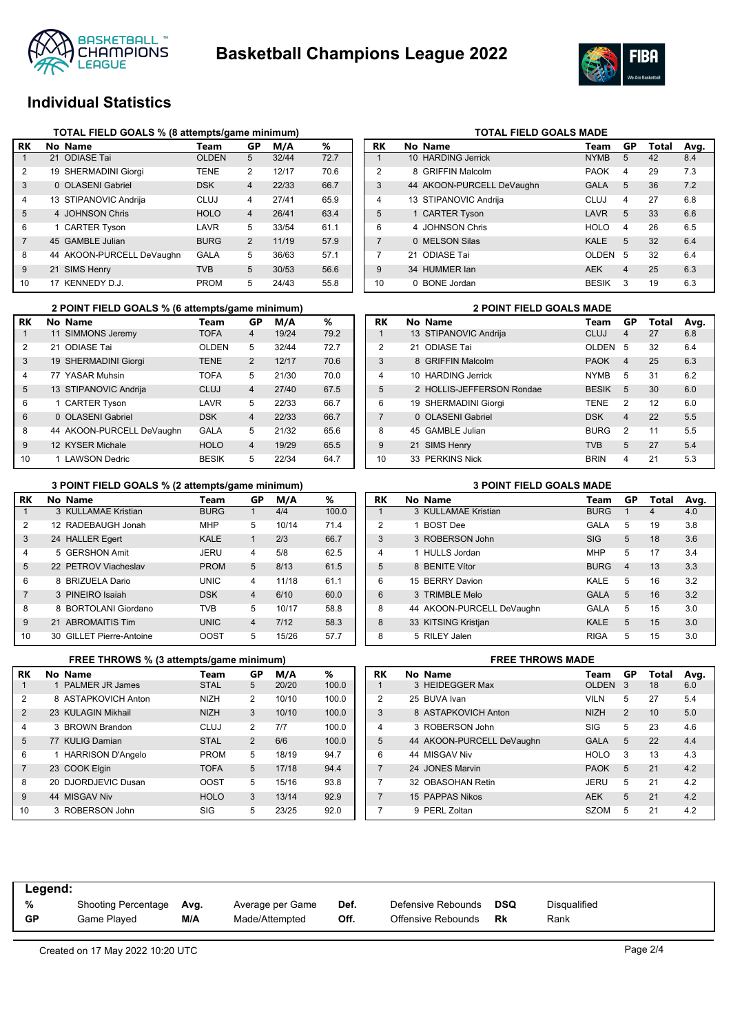# Basketball Champions League 2022

## Individual Statistics

### TOTAL FIELD GOALS % (8 attempts/game minimum)

| RK | No | Name | Team | GP | M/A | % |
|---|---|---|---|---|---|---|
| 1 | 21 | ODIASE Tai | OLDEN | 5 | 32/44 | 72.7 |
| 2 | 19 | SHERMADINI Giorgi | TENE | 2 | 12/17 | 70.6 |
| 3 | 0 | OLASENI Gabriel | DSK | 4 | 22/33 | 66.7 |
| 4 | 13 | STIPANOVIC Andrija | CLUJ | 4 | 27/41 | 65.9 |
| 5 | 4 | JOHNSON Chris | HOLO | 4 | 26/41 | 63.4 |
| 6 | 1 | CARTER Tyson | LAVR | 5 | 33/54 | 61.1 |
| 7 | 45 | GAMBLE Julian | BURG | 2 | 11/19 | 57.9 |
| 8 | 44 | AKOON-PURCELL DeVaughn | GALA | 5 | 36/63 | 57.1 |
| 9 | 21 | SIMS Henry | TVB | 5 | 30/53 | 56.6 |
| 10 | 17 | KENNEDY D.J. | PROM | 5 | 24/43 | 55.8 |

### TOTAL FIELD GOALS MADE

| RK | No | Name | Team | GP | Total | Avg. |
|---|---|---|---|---|---|---|
| 1 | 10 | HARDING Jerrick | NYMB | 5 | 42 | 8.4 |
| 2 | 8 | GRIFFIN Malcolm | PAOK | 4 | 29 | 7.3 |
| 3 | 44 | AKOON-PURCELL DeVaughn | GALA | 5 | 36 | 7.2 |
| 4 | 13 | STIPANOVIC Andrija | CLUJ | 4 | 27 | 6.8 |
| 5 | 1 | CARTER Tyson | LAVR | 5 | 33 | 6.6 |
| 6 | 4 | JOHNSON Chris | HOLO | 4 | 26 | 6.5 |
| 7 | 0 | MELSON Silas | KALE | 5 | 32 | 6.4 |
| 7 | 21 | ODIASE Tai | OLDEN | 5 | 32 | 6.4 |
| 9 | 34 | HUMMER Ian | AEK | 4 | 25 | 6.3 |
| 10 | 0 | BONE Jordan | BESIK | 3 | 19 | 6.3 |

### 2 POINT FIELD GOALS % (6 attempts/game minimum)

| RK | No | Name | Team | GP | M/A | % |
|---|---|---|---|---|---|---|
| 1 | 11 | SIMMONS Jeremy | TOFA | 4 | 19/24 | 79.2 |
| 2 | 21 | ODIASE Tai | OLDEN | 5 | 32/44 | 72.7 |
| 3 | 19 | SHERMADINI Giorgi | TENE | 2 | 12/17 | 70.6 |
| 4 | 77 | YASAR Muhsin | TOFA | 5 | 21/30 | 70.0 |
| 5 | 13 | STIPANOVIC Andrija | CLUJ | 4 | 27/40 | 67.5 |
| 6 | 1 | CARTER Tyson | LAVR | 5 | 22/33 | 66.7 |
| 6 | 0 | OLASENI Gabriel | DSK | 4 | 22/33 | 66.7 |
| 8 | 44 | AKOON-PURCELL DeVaughn | GALA | 5 | 21/32 | 65.6 |
| 9 | 12 | KYSER Michale | HOLO | 4 | 19/29 | 65.5 |
| 10 | 1 | LAWSON Dedric | BESIK | 5 | 22/34 | 64.7 |

### 2 POINT FIELD GOALS MADE

| RK | No | Name | Team | GP | Total | Avg. |
|---|---|---|---|---|---|---|
| 1 | 13 | STIPANOVIC Andrija | CLUJ | 4 | 27 | 6.8 |
| 2 | 21 | ODIASE Tai | OLDEN | 5 | 32 | 6.4 |
| 3 | 8 | GRIFFIN Malcolm | PAOK | 4 | 25 | 6.3 |
| 4 | 10 | HARDING Jerrick | NYMB | 5 | 31 | 6.2 |
| 5 | 2 | HOLLIS-JEFFERSON Rondae | BESIK | 5 | 30 | 6.0 |
| 6 | 19 | SHERMADINI Giorgi | TENE | 2 | 12 | 6.0 |
| 7 | 0 | OLASENI Gabriel | DSK | 4 | 22 | 5.5 |
| 8 | 45 | GAMBLE Julian | BURG | 2 | 11 | 5.5 |
| 9 | 21 | SIMS Henry | TVB | 5 | 27 | 5.4 |
| 10 | 33 | PERKINS Nick | BRIN | 4 | 21 | 5.3 |

### 3 POINT FIELD GOALS % (2 attempts/game minimum)

| RK | No | Name | Team | GP | M/A | % |
|---|---|---|---|---|---|---|
| 1 | 3 | KULLAMAE Kristian | BURG | 1 | 4/4 | 100.0 |
| 2 | 12 | RADEBAUGH Jonah | MHP | 5 | 10/14 | 71.4 |
| 3 | 24 | HALLER Egert | KALE | 1 | 2/3 | 66.7 |
| 4 | 5 | GERSHON Amit | JERU | 4 | 5/8 | 62.5 |
| 5 | 22 | PETROV Viacheslav | PROM | 5 | 8/13 | 61.5 |
| 6 | 8 | BRIZUELA Dario | UNIC | 4 | 11/18 | 61.1 |
| 7 | 3 | PINEIRO Isaiah | DSK | 4 | 6/10 | 60.0 |
| 8 | 8 | BORTOLANI Giordano | TVB | 5 | 10/17 | 58.8 |
| 9 | 21 | ABROMAITIS Tim | UNIC | 4 | 7/12 | 58.3 |
| 10 | 30 | GILLET Pierre-Antoine | OOST | 5 | 15/26 | 57.7 |

### 3 POINT FIELD GOALS MADE

| RK | No | Name | Team | GP | Total | Avg. |
|---|---|---|---|---|---|---|
| 1 | 3 | KULLAMAE Kristian | BURG | 1 | 4 | 4.0 |
| 2 | 1 | RADEBAUGH Jonah | GALA | 5 | 19 | 3.8 |
| 3 | 3 | ROBERSON John | SIG | 5 | 18 | 3.6 |
| 4 | 1 | HULLS Jordan | MHP | 5 | 17 | 3.4 |
| 5 | 8 | BENITE Vítor | BURG | 4 | 13 | 3.3 |
| 6 | 15 | BERRY Davion | KALE | 5 | 16 | 3.2 |
| 6 | 3 | TRIMBLE Melo | GALA | 5 | 16 | 3.2 |
| 8 | 44 | AKOON-PURCELL DeVaughn | GALA | 5 | 15 | 3.0 |
| 8 | 33 | KITSING Kristjan | KALE | 5 | 15 | 3.0 |
| 8 | 5 | RILEY Jalen | RIGA | 5 | 15 | 3.0 |

### FREE THROWS % (3 attempts/game minimum)

| RK | No | Name | Team | GP | M/A | % |
|---|---|---|---|---|---|---|
| 1 | 1 | PALMER JR James | STAL | 5 | 20/20 | 100.0 |
| 2 | 8 | ASTAPKOVICH Anton | NIZH | 2 | 10/10 | 100.0 |
| 2 | 23 | KULAGIN Mikhail | NIZH | 3 | 10/10 | 100.0 |
| 4 | 3 | BROWN Brandon | CLUJ | 2 | 7/7 | 100.0 |
| 5 | 77 | KULIG Damian | STAL | 2 | 6/6 | 100.0 |
| 6 | 1 | HARRISON D'Angelo | PROM | 5 | 18/19 | 94.7 |
| 7 | 23 | COOK Elgin | TOFA | 5 | 17/18 | 94.4 |
| 8 | 20 | DJORDJEVIC Dusan | OOST | 5 | 15/16 | 93.8 |
| 9 | 44 | MISGAV Niv | HOLO | 3 | 13/14 | 92.9 |
| 10 | 3 | ROBERSON John | SIG | 5 | 23/25 | 92.0 |

### FREE THROWS MADE

| RK | No | Name | Team | GP | Total | Avg. |
|---|---|---|---|---|---|---|
| 1 | 3 | HEIDEGGER Max | OLDEN | 3 | 18 | 6.0 |
| 2 | 25 | BUVA Ivan | VILN | 5 | 27 | 5.4 |
| 3 | 8 | ASTAPKOVICH Anton | NIZH | 2 | 10 | 5.0 |
| 4 | 3 | ROBERSON John | SIG | 5 | 23 | 4.6 |
| 5 | 44 | AKOON-PURCELL DeVaughn | GALA | 5 | 22 | 4.4 |
| 6 | 44 | MISGAV Niv | HOLO | 3 | 13 | 4.3 |
| 7 | 24 | JONES Marvin | PAOK | 5 | 21 | 4.2 |
| 7 | 32 | OBASOHAN Retin | JERU | 5 | 21 | 4.2 |
| 7 | 15 | PAPPAS Nikos | AEK | 5 | 21 | 4.2 |
| 7 | 9 | PERL Zoltan | SZOM | 5 | 21 | 4.2 |

**Legend:**

| | | | | | | | |
|---|---|---|---|---|---|---|---|
| **%** | Shooting Percentage | **Avg.** | Average per Game | **Def.** | Defensive Rebounds | **DSQ** | Disqualified |
| **GP** | Game Played | **M/A** | Made/Attempted | **Off.** | Offensive Rebounds | **Rk** | Rank |

Created on 17 May 2022 10:20 UTC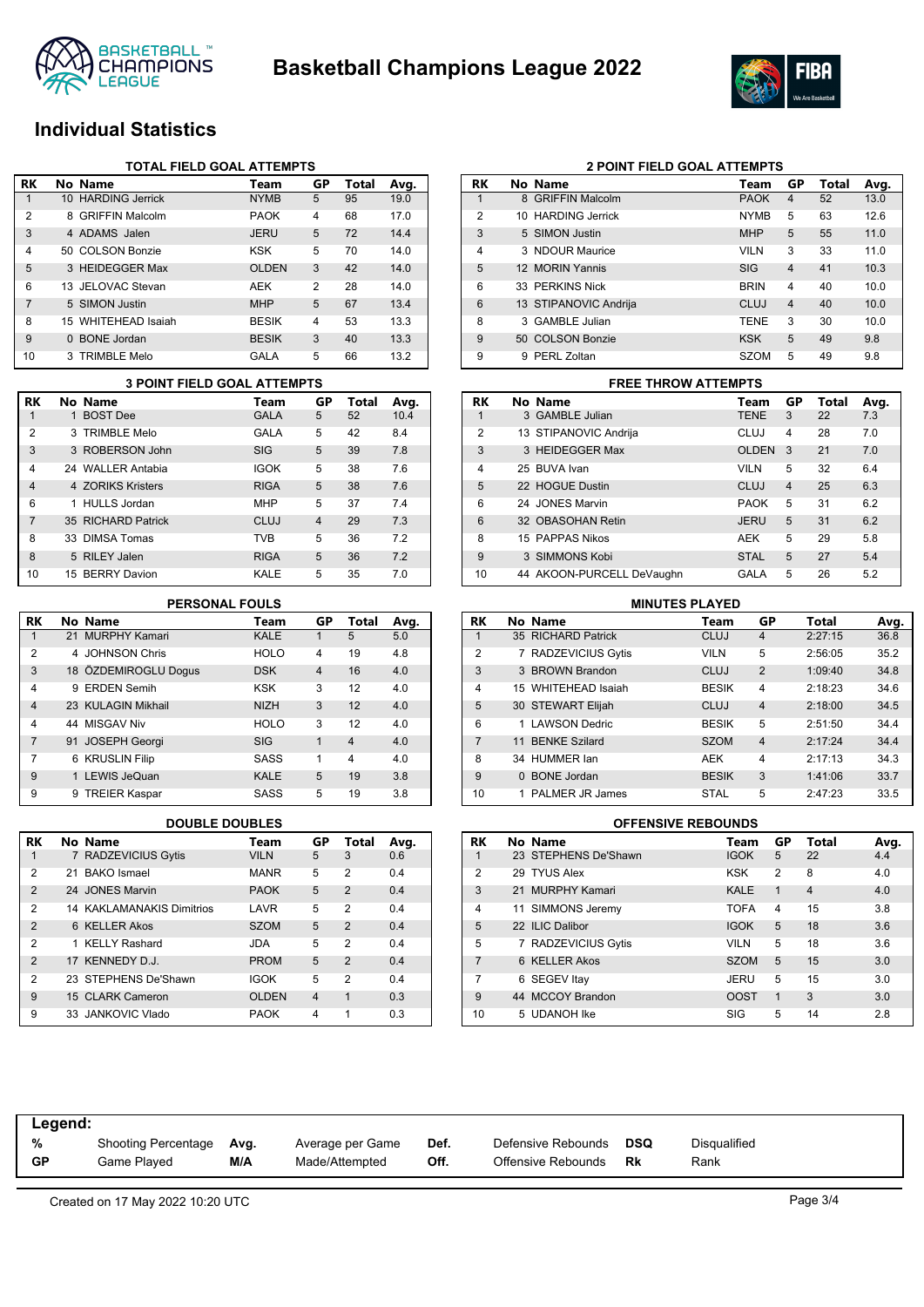# Basketball Champions League 2022

## Individual Statistics

### TOTAL FIELD GOAL ATTEMPTS

| RK | No | Name | Team | GP | Total | Avg. |
|---|---|---|---|---|---|---|
| 1 | 10 | HARDING Jerrick | NYMB | 5 | 95 | 19.0 |
| 2 | 8 | GRIFFIN Malcolm | PAOK | 4 | 68 | 17.0 |
| 3 | 4 | ADAMS Jalen | JERU | 5 | 72 | 14.4 |
| 4 | 50 | COLSON Bonzie | KSK | 5 | 70 | 14.0 |
| 5 | 3 | HEIDEGGER Max | OLDEN | 3 | 42 | 14.0 |
| 6 | 13 | JELOVAC Stevan | AEK | 2 | 28 | 14.0 |
| 7 | 5 | SIMON Justin | MHP | 5 | 67 | 13.4 |
| 8 | 15 | WHITEHEAD Isaiah | BESIK | 4 | 53 | 13.3 |
| 9 | 0 | BONE Jordan | BESIK | 3 | 40 | 13.3 |
| 10 | 3 | TRIMBLE Melo | GALA | 5 | 66 | 13.2 |

### 2 POINT FIELD GOAL ATTEMPTS

| RK | No | Name | Team | GP | Total | Avg. |
|---|---|---|---|---|---|---|
| 1 | 8 | GRIFFIN Malcolm | PAOK | 4 | 52 | 13.0 |
| 2 | 10 | HARDING Jerrick | NYMB | 5 | 63 | 12.6 |
| 3 | 5 | SIMON Justin | MHP | 5 | 55 | 11.0 |
| 4 | 3 | NDOUR Maurice | VILN | 3 | 33 | 11.0 |
| 5 | 12 | MORIN Yannis | SIG | 4 | 41 | 10.3 |
| 6 | 33 | PERKINS Nick | BRIN | 4 | 40 | 10.0 |
| 6 | 13 | STIPANOVIC Andrija | CLUJ | 4 | 40 | 10.0 |
| 8 | 3 | GAMBLE Julian | TENE | 3 | 30 | 10.0 |
| 9 | 50 | COLSON Bonzie | KSK | 5 | 49 | 9.8 |
| 9 | 9 | PERL Zoltan | SZOM | 5 | 49 | 9.8 |

### 3 POINT FIELD GOAL ATTEMPTS

| RK | No | Name | Team | GP | Total | Avg. |
|---|---|---|---|---|---|---|
| 1 | 1 | BOST Dee | GALA | 5 | 52 | 10.4 |
| 2 | 3 | TRIMBLE Melo | GALA | 5 | 42 | 8.4 |
| 3 | 3 | ROBERSON John | SIG | 5 | 39 | 7.8 |
| 4 | 24 | WALLER Antabia | IGOK | 5 | 38 | 7.6 |
| 4 | 4 | ZORIKS Kristers | RIGA | 5 | 38 | 7.6 |
| 6 | 1 | HULLS Jordan | MHP | 5 | 37 | 7.4 |
| 7 | 35 | RICHARD Patrick | CLUJ | 4 | 29 | 7.3 |
| 8 | 33 | DIMSA Tomas | TVB | 5 | 36 | 7.2 |
| 8 | 5 | RILEY Jalen | RIGA | 5 | 36 | 7.2 |
| 10 | 15 | BERRY Davion | KALE | 5 | 35 | 7.0 |

### FREE THROW ATTEMPTS

| RK | No | Name | Team | GP | Total | Avg. |
|---|---|---|---|---|---|---|
| 1 | 3 | GAMBLE Julian | TENE | 3 | 22 | 7.3 |
| 2 | 13 | STIPANOVIC Andrija | CLUJ | 4 | 28 | 7.0 |
| 3 | 3 | HEIDEGGER Max | OLDEN | 3 | 21 | 7.0 |
| 4 | 25 | BUVA Ivan | VILN | 5 | 32 | 6.4 |
| 5 | 22 | HOGUE Dustin | CLUJ | 4 | 25 | 6.3 |
| 6 | 24 | JONES Marvin | PAOK | 5 | 31 | 6.2 |
| 6 | 32 | OBASOHAN Retin | JERU | 5 | 31 | 6.2 |
| 8 | 15 | PAPPAS Nikos | AEK | 5 | 29 | 5.8 |
| 9 | 3 | SIMMONS Kobi | STAL | 5 | 27 | 5.4 |
| 10 | 44 | AKOON-PURCELL DeVaughn | GALA | 5 | 26 | 5.2 |

### PERSONAL FOULS

| RK | No | Name | Team | GP | Total | Avg. |
|---|---|---|---|---|---|---|
| 1 | 21 | MURPHY Kamari | KALE | 1 | 5 | 5.0 |
| 2 | 4 | JOHNSON Chris | HOLO | 4 | 19 | 4.8 |
| 3 | 18 | ÖZDEMIROGLU Dogus | DSK | 4 | 16 | 4.0 |
| 4 | 9 | ERDEN Semih | KSK | 3 | 12 | 4.0 |
| 4 | 23 | KULAGIN Mikhail | NIZH | 3 | 12 | 4.0 |
| 4 | 44 | MISGAV Niv | HOLO | 3 | 12 | 4.0 |
| 7 | 91 | JOSEPH Georgi | SIG | 1 | 4 | 4.0 |
| 7 | 6 | KRUSLIN Filip | SASS | 1 | 4 | 4.0 |
| 9 | 1 | LEWIS JeQuan | KALE | 5 | 19 | 3.8 |
| 9 | 9 | TREIER Kaspar | SASS | 5 | 19 | 3.8 |

### MINUTES PLAYED

| RK | No | Name | Team | GP | Total | Avg. |
|---|---|---|---|---|---|---|
| 1 | 35 | RICHARD Patrick | CLUJ | 4 | 2:27:15 | 36.8 |
| 2 | 7 | RADZEVICIUS Gytis | VILN | 5 | 2:56:05 | 35.2 |
| 3 | 3 | BROWN Brandon | CLUJ | 2 | 1:09:40 | 34.8 |
| 4 | 15 | WHITEHEAD Isaiah | BESIK | 4 | 2:18:23 | 34.6 |
| 5 | 30 | STEWART Elijah | CLUJ | 4 | 2:18:00 | 34.5 |
| 6 | 1 | LAWSON Dedric | BESIK | 5 | 2:51:50 | 34.4 |
| 7 | 11 | BENKE Szilard | SZOM | 4 | 2:17:24 | 34.4 |
| 8 | 34 | HUMMER Ian | AEK | 4 | 2:17:13 | 34.3 |
| 9 | 0 | BONE Jordan | BESIK | 3 | 1:41:06 | 33.7 |
| 10 | 1 | PALMER JR James | STAL | 5 | 2:47:23 | 33.5 |

### DOUBLE DOUBLES

| RK | No | Name | Team | GP | Total | Avg. |
|---|---|---|---|---|---|---|
| 1 | 7 | RADZEVICIUS Gytis | VILN | 5 | 3 | 0.6 |
| 2 | 21 | BAKO Ismael | MANR | 5 | 2 | 0.4 |
| 2 | 24 | JONES Marvin | PAOK | 5 | 2 | 0.4 |
| 2 | 14 | KAKLAMANAKIS Dimitrios | LAVR | 5 | 2 | 0.4 |
| 2 | 6 | KELLER Akos | SZOM | 5 | 2 | 0.4 |
| 2 | 1 | KELLY Rashard | JDA | 5 | 2 | 0.4 |
| 2 | 17 | KENNEDY D.J. | PROM | 5 | 2 | 0.4 |
| 2 | 23 | STEPHENS De'Shawn | IGOK | 5 | 2 | 0.4 |
| 9 | 15 | CLARK Cameron | OLDEN | 4 | 1 | 0.3 |
| 9 | 33 | JANKOVIC Vlado | PAOK | 4 | 1 | 0.3 |

### OFFENSIVE REBOUNDS

| RK | No | Name | Team | GP | Total | Avg. |
|---|---|---|---|---|---|---|
| 1 | 23 | STEPHENS De'Shawn | IGOK | 5 | 22 | 4.4 |
| 2 | 29 | TYUS Alex | KSK | 2 | 8 | 4.0 |
| 3 | 21 | MURPHY Kamari | KALE | 1 | 4 | 4.0 |
| 4 | 11 | SIMMONS Jeremy | TOFA | 4 | 15 | 3.8 |
| 5 | 22 | ILIC Dalibor | IGOK | 5 | 18 | 3.6 |
| 5 | 7 | RADZEVICIUS Gytis | VILN | 5 | 18 | 3.6 |
| 7 | 6 | KELLER Akos | SZOM | 5 | 15 | 3.0 |
| 7 | 6 | SEGEV Itay | JERU | 5 | 15 | 3.0 |
| 9 | 44 | MCCOY Brandon | OOST | 1 | 3 | 3.0 |
| 10 | 5 | UDANOH Ike | SIG | 5 | 14 | 2.8 |

**Legend:**

| | | | | | | | |
|---|---|---|---|---|---|---|---|
| % | Shooting Percentage | Avg. | Average per Game | Def. | Defensive Rebounds | DSQ | Disqualified |
| GP | Game Played | M/A | Made/Attempted | Off. | Offensive Rebounds | Rk | Rank |

Created on 17 May 2022 10:20 UTC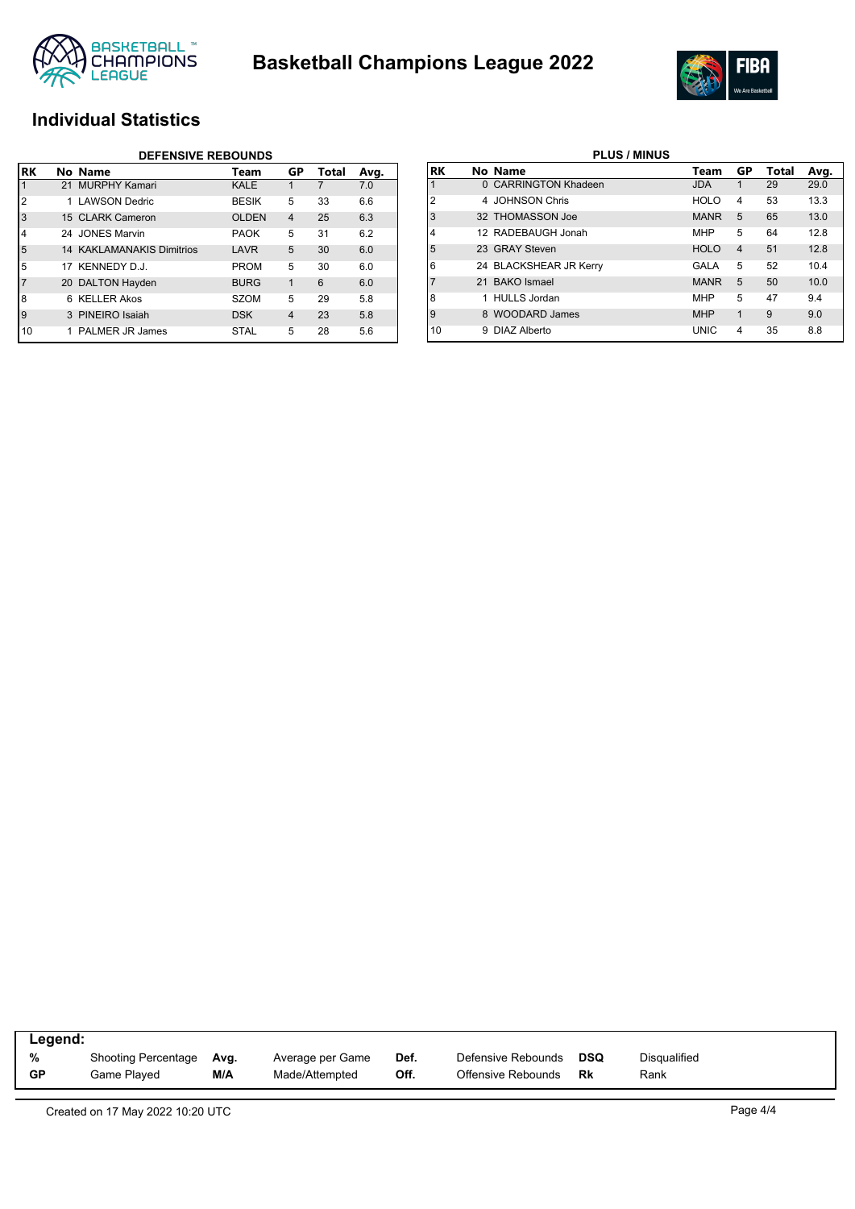# Basketball Champions League 2022

## Individual Statistics

**DEFENSIVE REBOUNDS**

| RK | No | Name | Team | GP | Total | Avg. |
|---|---|---|---|---|---|---|
| 1 | 21 | MURPHY Kamari | KALE | 1 | 7 | 7.0 |
| 2 | 1 | LAWSON Dedric | BESIK | 5 | 33 | 6.6 |
| 3 | 15 | CLARK Cameron | OLDEN | 4 | 25 | 6.3 |
| 4 | 24 | JONES Marvin | PAOK | 5 | 31 | 6.2 |
| 5 | 14 | KAKLAMANAKIS Dimitrios | LAVR | 5 | 30 | 6.0 |
| 5 | 17 | KENNEDY D.J. | PROM | 5 | 30 | 6.0 |
| 7 | 20 | DALTON Hayden | BURG | 1 | 6 | 6.0 |
| 8 | 6 | KELLER Akos | SZOM | 5 | 29 | 5.8 |
| 9 | 3 | PINEIRO Isaiah | DSK | 4 | 23 | 5.8 |
| 10 | 1 | PALMER JR James | STAL | 5 | 28 | 5.6 |

**PLUS / MINUS**

| RK | No | Name | Team | GP | Total | Avg. |
|---|---|---|---|---|---|---|
| 1 | 0 | CARRINGTON Khadeen | JDA | 1 | 29 | 29.0 |
| 2 | 4 | JOHNSON Chris | HOLO | 4 | 53 | 13.3 |
| 3 | 32 | THOMASSON Joe | MANR | 5 | 65 | 13.0 |
| 4 | 12 | RADEBAUGH Jonah | MHP | 5 | 64 | 12.8 |
| 5 | 23 | GRAY Steven | HOLO | 4 | 51 | 12.8 |
| 6 | 24 | BLACKSHEAR JR Kerry | GALA | 5 | 52 | 10.4 |
| 7 | 21 | BAKO Ismael | MANR | 5 | 50 | 10.0 |
| 8 | 1 | HULLS Jordan | MHP | 5 | 47 | 9.4 |
| 9 | 8 | WOODARD James | MHP | 1 | 9 | 9.0 |
| 10 | 9 | DIAZ Alberto | UNIC | 4 | 35 | 8.8 |

**Legend:**

| | | | | | | | |
|---|---|---|---|---|---|---|---|
| **%** | Shooting Percentage | **Avg.** | Average per Game | **Def.** | Defensive Rebounds | **DSQ** | Disqualified |
| **GP** | Game Played | **M/A** | Made/Attempted | **Off.** | Offensive Rebounds | **Rk** | Rank |

Created on 17 May 2022 10:20 UTC